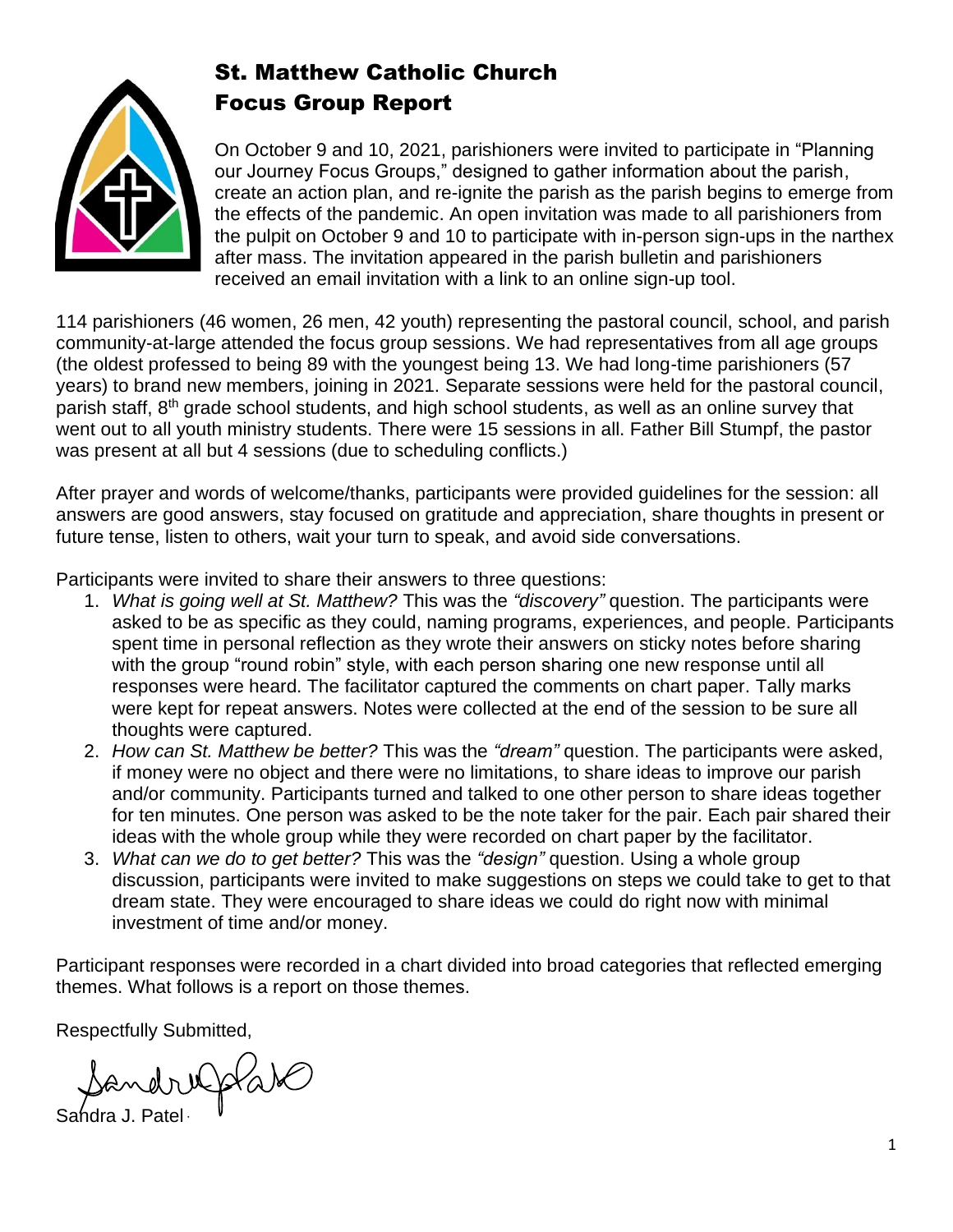# St. Matthew Catholic Church
## Focus Group Report

On October 9 and 10, 2021, parishioners were invited to participate in "Planning our Journey Focus Groups," designed to gather information about the parish, create an action plan, and re-ignite the parish as the parish begins to emerge from the effects of the pandemic. An open invitation was made to all parishioners from the pulpit on October 9 and 10 to participate with in-person sign-ups in the narthex after mass. The invitation appeared in the parish bulletin and parishioners received an email invitation with a link to an online sign-up tool.

114 parishioners (46 women, 26 men, 42 youth) representing the pastoral council, school, and parish community-at-large attended the focus group sessions. We had representatives from all age groups (the oldest professed to being 89 with the youngest being 13. We had long-time parishioners (57 years) to brand new members, joining in 2021. Separate sessions were held for the pastoral council, parish staff, 8th grade school students, and high school students, as well as an online survey that went out to all youth ministry students. There were 15 sessions in all. Father Bill Stumpf, the pastor was present at all but 4 sessions (due to scheduling conflicts.)

After prayer and words of welcome/thanks, participants were provided guidelines for the session: all answers are good answers, stay focused on gratitude and appreciation, share thoughts in present or future tense, listen to others, wait your turn to speak, and avoid side conversations.

Participants were invited to share their answers to three questions:

1. *What is going well at St. Matthew?* This was the *"discovery"* question. The participants were asked to be as specific as they could, naming programs, experiences, and people. Participants spent time in personal reflection as they wrote their answers on sticky notes before sharing with the group "round robin" style, with each person sharing one new response until all responses were heard. The facilitator captured the comments on chart paper. Tally marks were kept for repeat answers. Notes were collected at the end of the session to be sure all thoughts were captured.
2. *How can St. Matthew be better?* This was the *"dream"* question. The participants were asked, if money were no object and there were no limitations, to share ideas to improve our parish and/or community. Participants turned and talked to one other person to share ideas together for ten minutes. One person was asked to be the note taker for the pair. Each pair shared their ideas with the whole group while they were recorded on chart paper by the facilitator.
3. *What can we do to get better?* This was the *"design"* question. Using a whole group discussion, participants were invited to make suggestions on steps we could take to get to that dream state. They were encouraged to share ideas we could do right now with minimal investment of time and/or money.

Participant responses were recorded in a chart divided into broad categories that reflected emerging themes. What follows is a report on those themes.

Respectfully Submitted,

Sandra J. Patel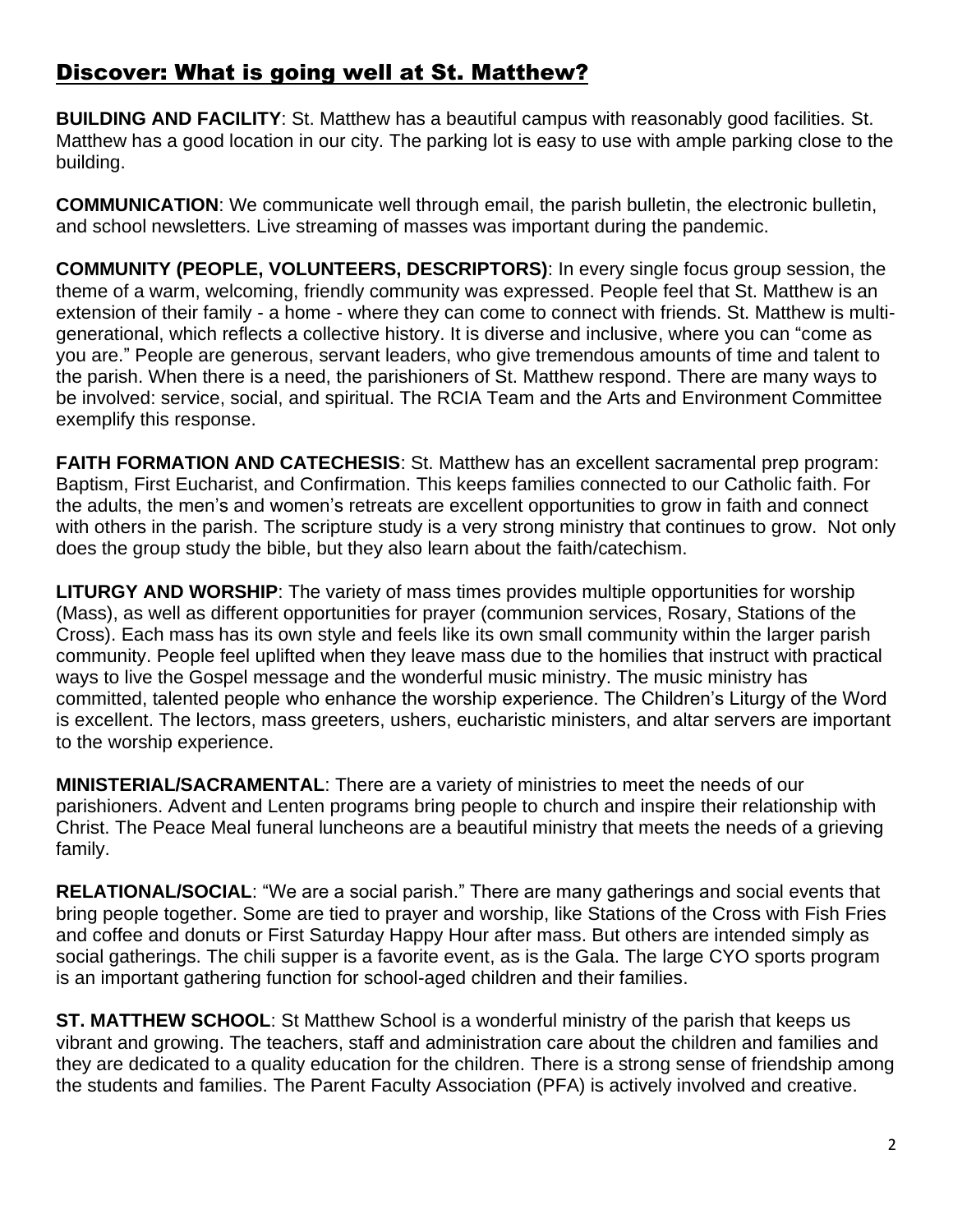## Discover: What is going well at St. Matthew?

**BUILDING AND FACILITY**: St. Matthew has a beautiful campus with reasonably good facilities. St. Matthew has a good location in our city. The parking lot is easy to use with ample parking close to the building.

**COMMUNICATION**: We communicate well through email, the parish bulletin, the electronic bulletin, and school newsletters. Live streaming of masses was important during the pandemic.

**COMMUNITY (PEOPLE, VOLUNTEERS, DESCRIPTORS)**: In every single focus group session, the theme of a warm, welcoming, friendly community was expressed. People feel that St. Matthew is an extension of their family - a home - where they can come to connect with friends. St. Matthew is multi-generational, which reflects a collective history. It is diverse and inclusive, where you can "come as you are." People are generous, servant leaders, who give tremendous amounts of time and talent to the parish. When there is a need, the parishioners of St. Matthew respond. There are many ways to be involved: service, social, and spiritual. The RCIA Team and the Arts and Environment Committee exemplify this response.

**FAITH FORMATION AND CATECHESIS**: St. Matthew has an excellent sacramental prep program: Baptism, First Eucharist, and Confirmation. This keeps families connected to our Catholic faith. For the adults, the men's and women's retreats are excellent opportunities to grow in faith and connect with others in the parish. The scripture study is a very strong ministry that continues to grow. Not only does the group study the bible, but they also learn about the faith/catechism.

**LITURGY AND WORSHIP**: The variety of mass times provides multiple opportunities for worship (Mass), as well as different opportunities for prayer (communion services, Rosary, Stations of the Cross). Each mass has its own style and feels like its own small community within the larger parish community. People feel uplifted when they leave mass due to the homilies that instruct with practical ways to live the Gospel message and the wonderful music ministry. The music ministry has committed, talented people who enhance the worship experience. The Children's Liturgy of the Word is excellent. The lectors, mass greeters, ushers, eucharistic ministers, and altar servers are important to the worship experience.

**MINISTERIAL/SACRAMENTAL**: There are a variety of ministries to meet the needs of our parishioners. Advent and Lenten programs bring people to church and inspire their relationship with Christ. The Peace Meal funeral luncheons are a beautiful ministry that meets the needs of a grieving family.

**RELATIONAL/SOCIAL**: "We are a social parish." There are many gatherings and social events that bring people together. Some are tied to prayer and worship, like Stations of the Cross with Fish Fries and coffee and donuts or First Saturday Happy Hour after mass. But others are intended simply as social gatherings. The chili supper is a favorite event, as is the Gala. The large CYO sports program is an important gathering function for school-aged children and their families.

**ST. MATTHEW SCHOOL**: St Matthew School is a wonderful ministry of the parish that keeps us vibrant and growing. The teachers, staff and administration care about the children and families and they are dedicated to a quality education for the children. There is a strong sense of friendship among the students and families. The Parent Faculty Association (PFA) is actively involved and creative.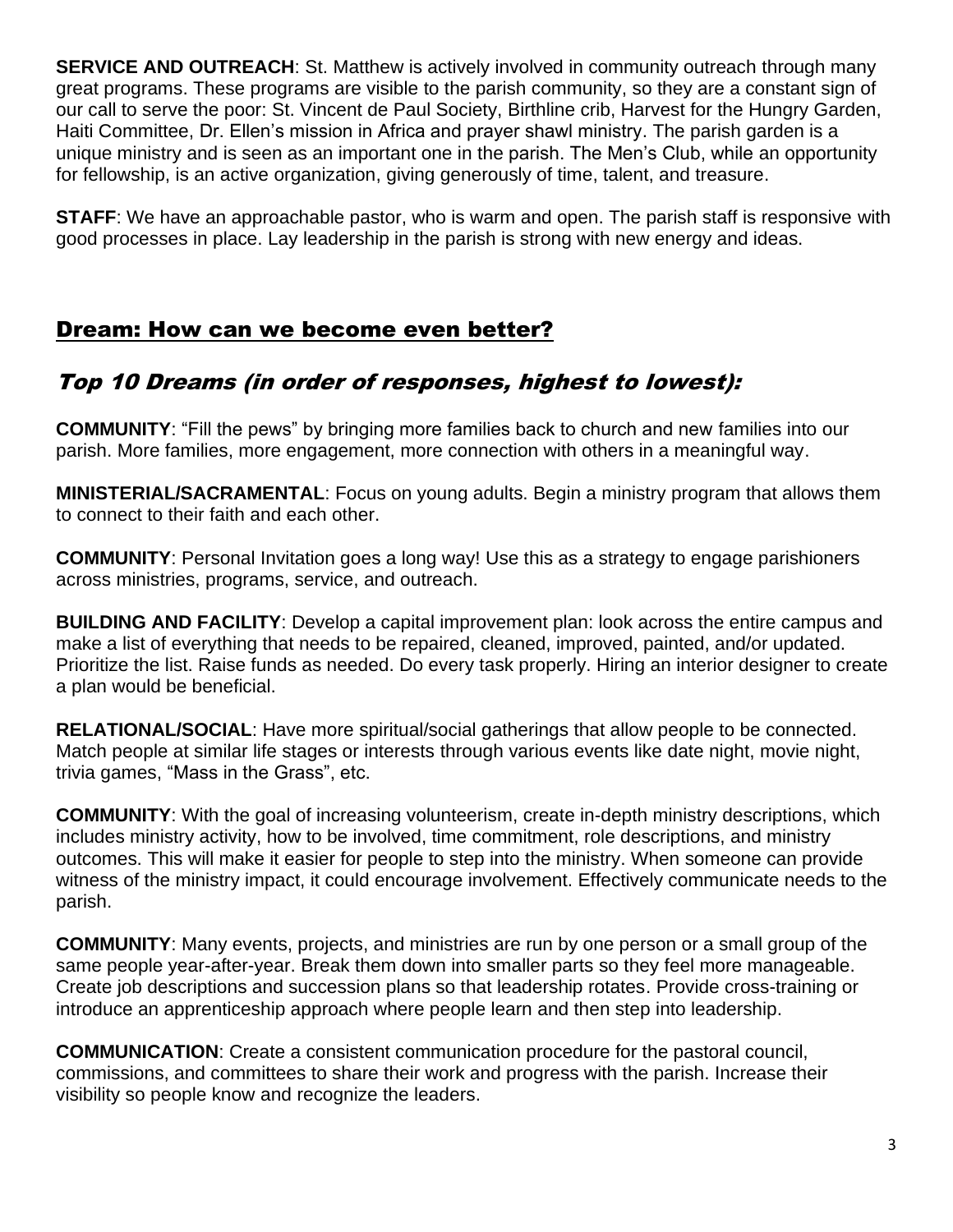**SERVICE AND OUTREACH**: St. Matthew is actively involved in community outreach through many great programs. These programs are visible to the parish community, so they are a constant sign of our call to serve the poor: St. Vincent de Paul Society, Birthline crib, Harvest for the Hungry Garden, Haiti Committee, Dr. Ellen's mission in Africa and prayer shawl ministry. The parish garden is a unique ministry and is seen as an important one in the parish. The Men's Club, while an opportunity for fellowship, is an active organization, giving generously of time, talent, and treasure.

**STAFF**: We have an approachable pastor, who is warm and open. The parish staff is responsive with good processes in place. Lay leadership in the parish is strong with new energy and ideas.

## Dream: How can we become even better?

### *Top 10 Dreams (in order of responses, highest to lowest):*

**COMMUNITY**: "Fill the pews" by bringing more families back to church and new families into our parish. More families, more engagement, more connection with others in a meaningful way.

**MINISTERIAL/SACRAMENTAL**: Focus on young adults. Begin a ministry program that allows them to connect to their faith and each other.

**COMMUNITY**: Personal Invitation goes a long way! Use this as a strategy to engage parishioners across ministries, programs, service, and outreach.

**BUILDING AND FACILITY**: Develop a capital improvement plan: look across the entire campus and make a list of everything that needs to be repaired, cleaned, improved, painted, and/or updated. Prioritize the list. Raise funds as needed. Do every task properly. Hiring an interior designer to create a plan would be beneficial.

**RELATIONAL/SOCIAL**: Have more spiritual/social gatherings that allow people to be connected. Match people at similar life stages or interests through various events like date night, movie night, trivia games, "Mass in the Grass", etc.

**COMMUNITY**: With the goal of increasing volunteerism, create in-depth ministry descriptions, which includes ministry activity, how to be involved, time commitment, role descriptions, and ministry outcomes. This will make it easier for people to step into the ministry. When someone can provide witness of the ministry impact, it could encourage involvement. Effectively communicate needs to the parish.

**COMMUNITY**: Many events, projects, and ministries are run by one person or a small group of the same people year-after-year. Break them down into smaller parts so they feel more manageable. Create job descriptions and succession plans so that leadership rotates. Provide cross-training or introduce an apprenticeship approach where people learn and then step into leadership.

**COMMUNICATION**: Create a consistent communication procedure for the pastoral council, commissions, and committees to share their work and progress with the parish. Increase their visibility so people know and recognize the leaders.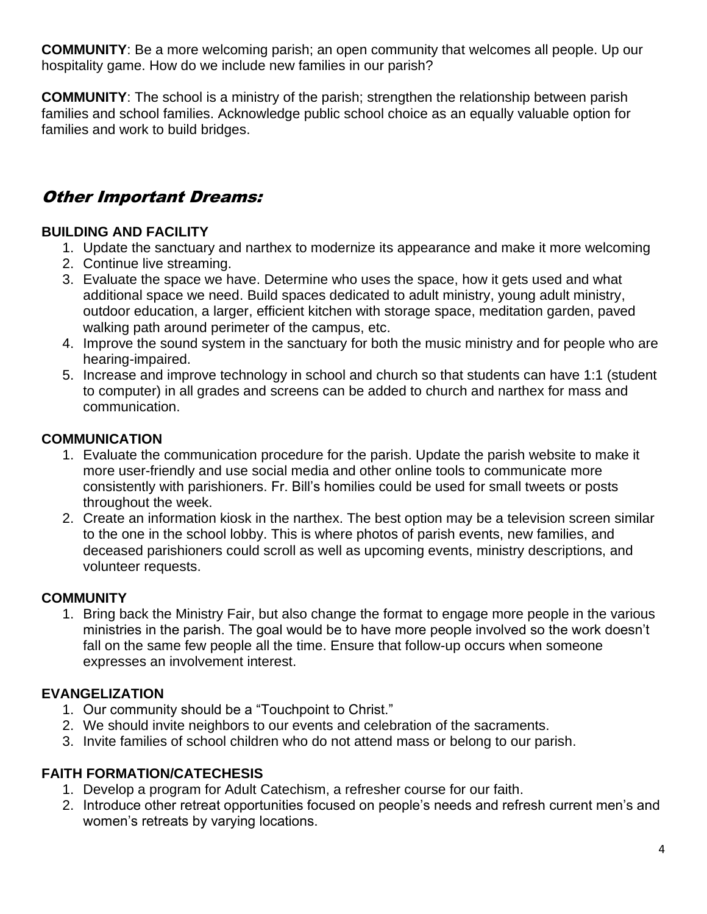**COMMUNITY**: Be a more welcoming parish; an open community that welcomes all people. Up our hospitality game. How do we include new families in our parish?

**COMMUNITY**: The school is a ministry of the parish; strengthen the relationship between parish families and school families. Acknowledge public school choice as an equally valuable option for families and work to build bridges.

## *Other Important Dreams:*

### BUILDING AND FACILITY

1. Update the sanctuary and narthex to modernize its appearance and make it more welcoming
2. Continue live streaming.
3. Evaluate the space we have. Determine who uses the space, how it gets used and what additional space we need. Build spaces dedicated to adult ministry, young adult ministry, outdoor education, a larger, efficient kitchen with storage space, meditation garden, paved walking path around perimeter of the campus, etc.
4. Improve the sound system in the sanctuary for both the music ministry and for people who are hearing-impaired.
5. Increase and improve technology in school and church so that students can have 1:1 (student to computer) in all grades and screens can be added to church and narthex for mass and communication.

### COMMUNICATION

1. Evaluate the communication procedure for the parish. Update the parish website to make it more user-friendly and use social media and other online tools to communicate more consistently with parishioners. Fr. Bill's homilies could be used for small tweets or posts throughout the week.
2. Create an information kiosk in the narthex. The best option may be a television screen similar to the one in the school lobby. This is where photos of parish events, new families, and deceased parishioners could scroll as well as upcoming events, ministry descriptions, and volunteer requests.

### COMMUNITY

1. Bring back the Ministry Fair, but also change the format to engage more people in the various ministries in the parish. The goal would be to have more people involved so the work doesn't fall on the same few people all the time. Ensure that follow-up occurs when someone expresses an involvement interest.

### EVANGELIZATION

1. Our community should be a "Touchpoint to Christ."
2. We should invite neighbors to our events and celebration of the sacraments.
3. Invite families of school children who do not attend mass or belong to our parish.

### FAITH FORMATION/CATECHESIS

1. Develop a program for Adult Catechism, a refresher course for our faith.
2. Introduce other retreat opportunities focused on people's needs and refresh current men's and women's retreats by varying locations.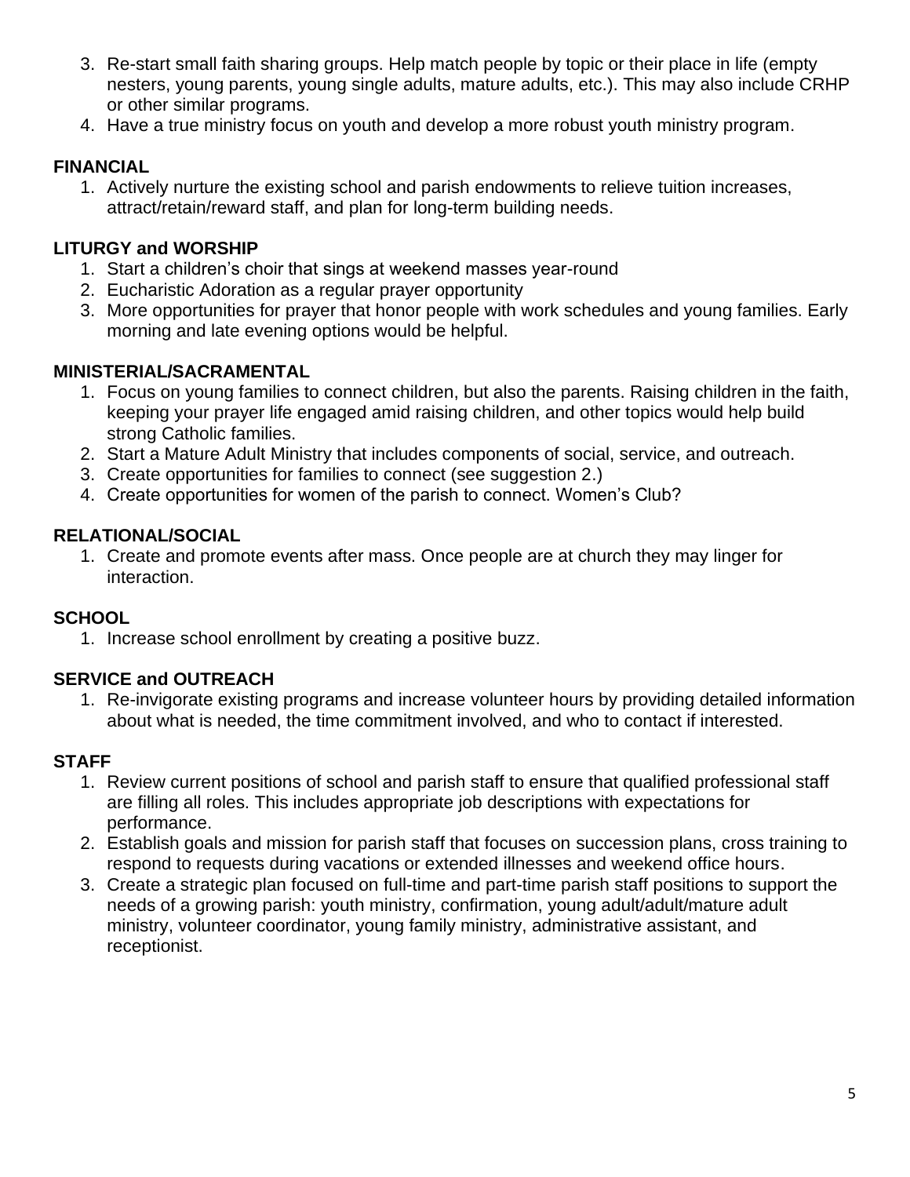3. Re-start small faith sharing groups. Help match people by topic or their place in life (empty nesters, young parents, young single adults, mature adults, etc.). This may also include CRHP or other similar programs.
4. Have a true ministry focus on youth and develop a more robust youth ministry program.

**FINANCIAL**

1. Actively nurture the existing school and parish endowments to relieve tuition increases, attract/retain/reward staff, and plan for long-term building needs.

**LITURGY and WORSHIP**

1. Start a children's choir that sings at weekend masses year-round
2. Eucharistic Adoration as a regular prayer opportunity
3. More opportunities for prayer that honor people with work schedules and young families. Early morning and late evening options would be helpful.

**MINISTERIAL/SACRAMENTAL**

1. Focus on young families to connect children, but also the parents. Raising children in the faith, keeping your prayer life engaged amid raising children, and other topics would help build strong Catholic families.
2. Start a Mature Adult Ministry that includes components of social, service, and outreach.
3. Create opportunities for families to connect (see suggestion 2.)
4. Create opportunities for women of the parish to connect. Women's Club?

**RELATIONAL/SOCIAL**

1. Create and promote events after mass. Once people are at church they may linger for interaction.

**SCHOOL**

1. Increase school enrollment by creating a positive buzz.

**SERVICE and OUTREACH**

1. Re-invigorate existing programs and increase volunteer hours by providing detailed information about what is needed, the time commitment involved, and who to contact if interested.

**STAFF**

1. Review current positions of school and parish staff to ensure that qualified professional staff are filling all roles. This includes appropriate job descriptions with expectations for performance.
2. Establish goals and mission for parish staff that focuses on succession plans, cross training to respond to requests during vacations or extended illnesses and weekend office hours.
3. Create a strategic plan focused on full-time and part-time parish staff positions to support the needs of a growing parish: youth ministry, confirmation, young adult/adult/mature adult ministry, volunteer coordinator, young family ministry, administrative assistant, and receptionist.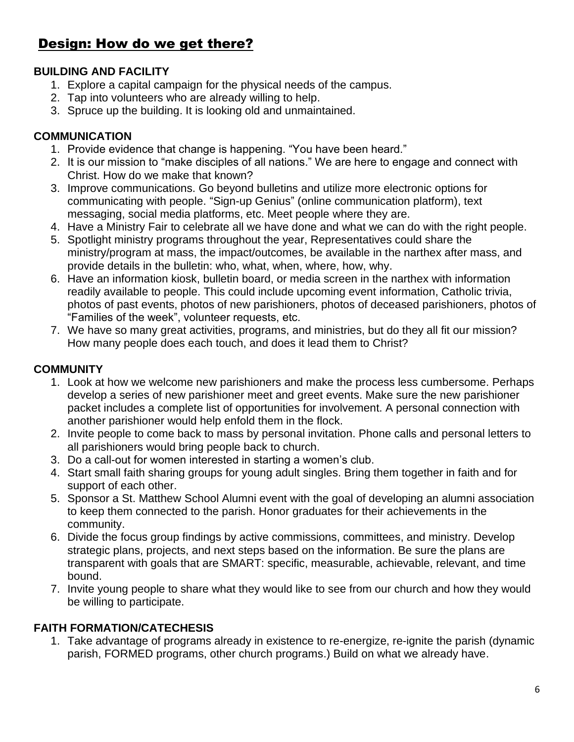## Design: How do we get there?

**BUILDING AND FACILITY**

1. Explore a capital campaign for the physical needs of the campus.
2. Tap into volunteers who are already willing to help.
3. Spruce up the building. It is looking old and unmaintained.

**COMMUNICATION**

1. Provide evidence that change is happening. "You have been heard."
2. It is our mission to "make disciples of all nations." We are here to engage and connect with Christ. How do we make that known?
3. Improve communications. Go beyond bulletins and utilize more electronic options for communicating with people. "Sign-up Genius" (online communication platform), text messaging, social media platforms, etc. Meet people where they are.
4. Have a Ministry Fair to celebrate all we have done and what we can do with the right people.
5. Spotlight ministry programs throughout the year, Representatives could share the ministry/program at mass, the impact/outcomes, be available in the narthex after mass, and provide details in the bulletin: who, what, when, where, how, why.
6. Have an information kiosk, bulletin board, or media screen in the narthex with information readily available to people. This could include upcoming event information, Catholic trivia, photos of past events, photos of new parishioners, photos of deceased parishioners, photos of "Families of the week", volunteer requests, etc.
7. We have so many great activities, programs, and ministries, but do they all fit our mission? How many people does each touch, and does it lead them to Christ?

**COMMUNITY**

1. Look at how we welcome new parishioners and make the process less cumbersome. Perhaps develop a series of new parishioner meet and greet events. Make sure the new parishioner packet includes a complete list of opportunities for involvement. A personal connection with another parishioner would help enfold them in the flock.
2. Invite people to come back to mass by personal invitation. Phone calls and personal letters to all parishioners would bring people back to church.
3. Do a call-out for women interested in starting a women's club.
4. Start small faith sharing groups for young adult singles. Bring them together in faith and for support of each other.
5. Sponsor a St. Matthew School Alumni event with the goal of developing an alumni association to keep them connected to the parish. Honor graduates for their achievements in the community.
6. Divide the focus group findings by active commissions, committees, and ministry. Develop strategic plans, projects, and next steps based on the information. Be sure the plans are transparent with goals that are SMART: specific, measurable, achievable, relevant, and time bound.
7. Invite young people to share what they would like to see from our church and how they would be willing to participate.

**FAITH FORMATION/CATECHESIS**

1. Take advantage of programs already in existence to re-energize, re-ignite the parish (dynamic parish, FORMED programs, other church programs.) Build on what we already have.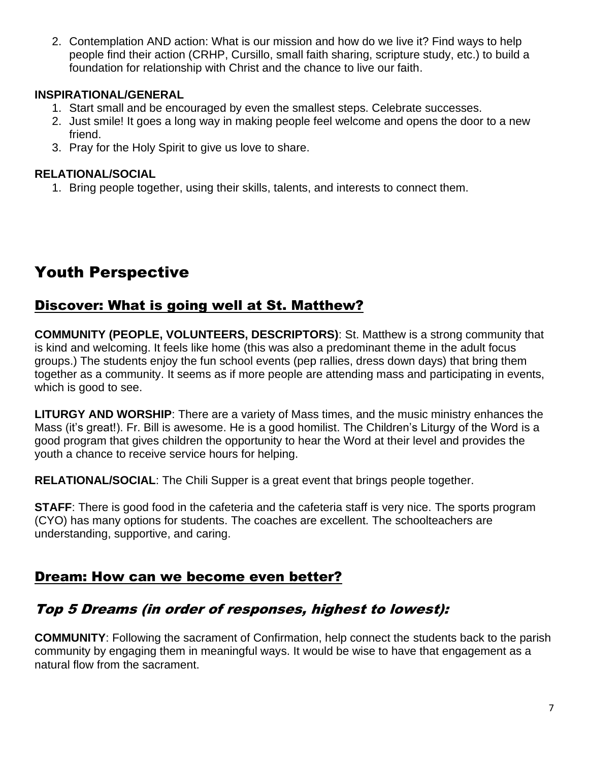2. Contemplation AND action: What is our mission and how do we live it? Find ways to help people find their action (CRHP, Cursillo, small faith sharing, scripture study, etc.) to build a foundation for relationship with Christ and the chance to live our faith.

**INSPIRATIONAL/GENERAL**

1. Start small and be encouraged by even the smallest steps. Celebrate successes.
2. Just smile! It goes a long way in making people feel welcome and opens the door to a new friend.
3. Pray for the Holy Spirit to give us love to share.

**RELATIONAL/SOCIAL**

1. Bring people together, using their skills, talents, and interests to connect them.

# Youth Perspective

## Discover: What is going well at St. Matthew?

**COMMUNITY (PEOPLE, VOLUNTEERS, DESCRIPTORS)**: St. Matthew is a strong community that is kind and welcoming. It feels like home (this was also a predominant theme in the adult focus groups.) The students enjoy the fun school events (pep rallies, dress down days) that bring them together as a community. It seems as if more people are attending mass and participating in events, which is good to see.

**LITURGY AND WORSHIP**: There are a variety of Mass times, and the music ministry enhances the Mass (it's great!). Fr. Bill is awesome. He is a good homilist. The Children's Liturgy of the Word is a good program that gives children the opportunity to hear the Word at their level and provides the youth a chance to receive service hours for helping.

**RELATIONAL/SOCIAL**: The Chili Supper is a great event that brings people together.

**STAFF**: There is good food in the cafeteria and the cafeteria staff is very nice. The sports program (CYO) has many options for students. The coaches are excellent. The schoolteachers are understanding, supportive, and caring.

## Dream: How can we become even better?

### *Top 5 Dreams (in order of responses, highest to lowest):*

**COMMUNITY**: Following the sacrament of Confirmation, help connect the students back to the parish community by engaging them in meaningful ways. It would be wise to have that engagement as a natural flow from the sacrament.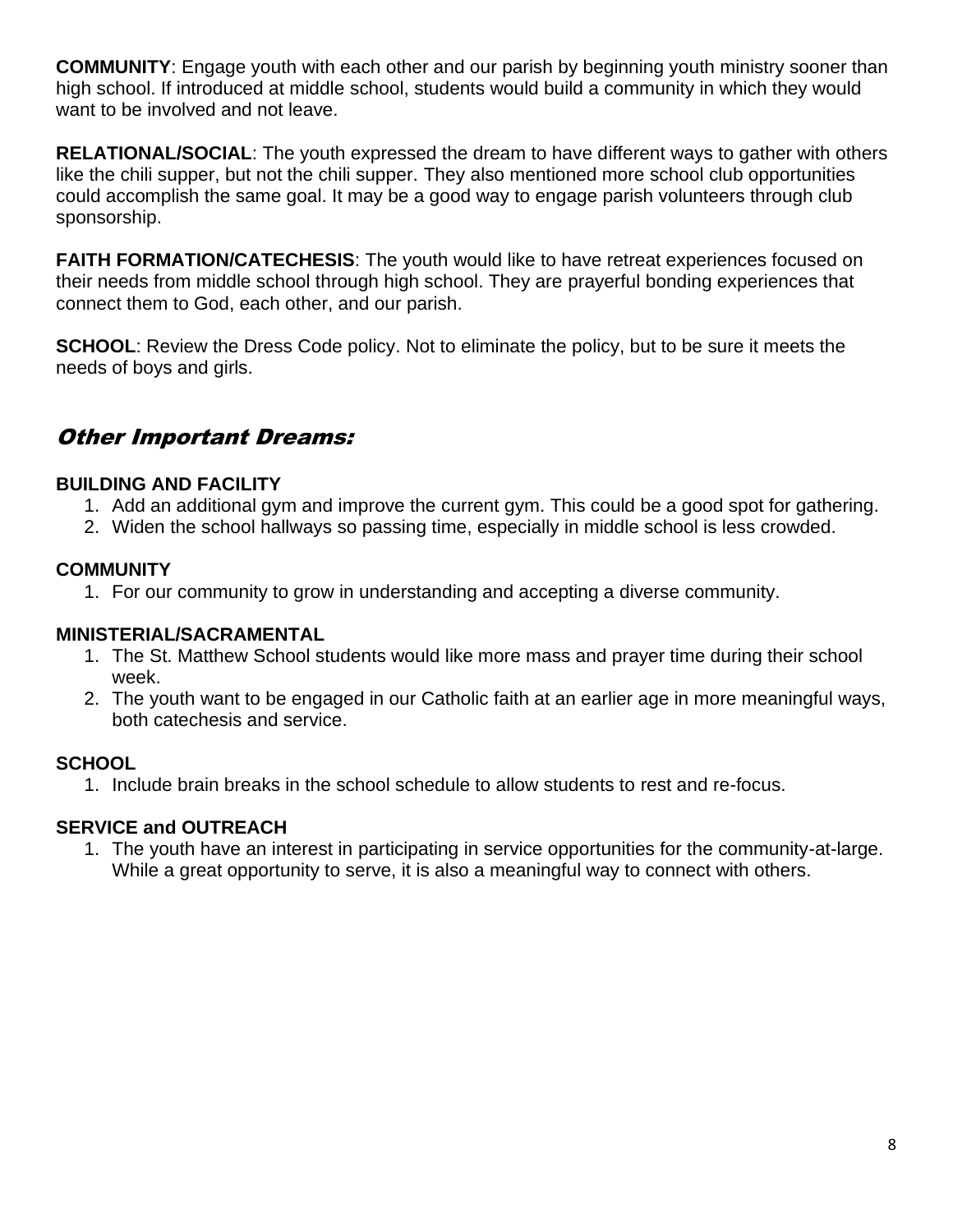**COMMUNITY**: Engage youth with each other and our parish by beginning youth ministry sooner than high school. If introduced at middle school, students would build a community in which they would want to be involved and not leave.

**RELATIONAL/SOCIAL**: The youth expressed the dream to have different ways to gather with others like the chili supper, but not the chili supper. They also mentioned more school club opportunities could accomplish the same goal. It may be a good way to engage parish volunteers through club sponsorship.

**FAITH FORMATION/CATECHESIS**: The youth would like to have retreat experiences focused on their needs from middle school through high school. They are prayerful bonding experiences that connect them to God, each other, and our parish.

**SCHOOL**: Review the Dress Code policy. Not to eliminate the policy, but to be sure it meets the needs of boys and girls.

## *Other Important Dreams:*

**BUILDING AND FACILITY**

1. Add an additional gym and improve the current gym. This could be a good spot for gathering.
2. Widen the school hallways so passing time, especially in middle school is less crowded.

**COMMUNITY**

1. For our community to grow in understanding and accepting a diverse community.

**MINISTERIAL/SACRAMENTAL**

1. The St. Matthew School students would like more mass and prayer time during their school week.
2. The youth want to be engaged in our Catholic faith at an earlier age in more meaningful ways, both catechesis and service.

**SCHOOL**

1. Include brain breaks in the school schedule to allow students to rest and re-focus.

**SERVICE and OUTREACH**

1. The youth have an interest in participating in service opportunities for the community-at-large. While a great opportunity to serve, it is also a meaningful way to connect with others.